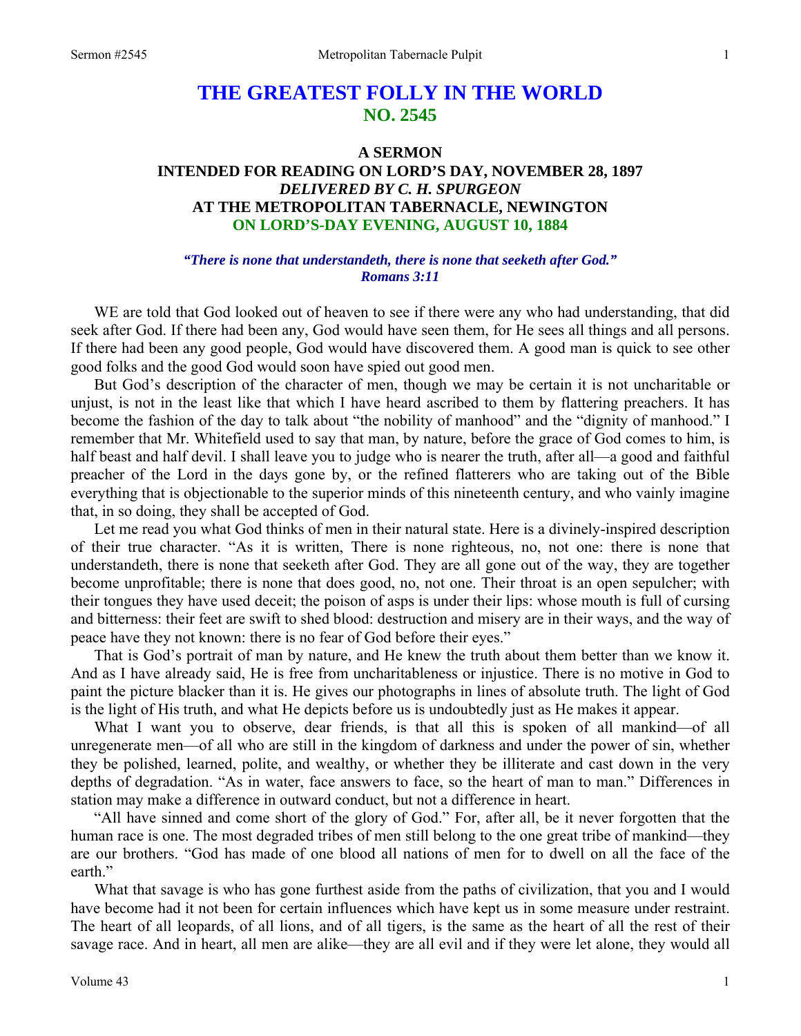# THE GREATEST FOLLY IN THE WORLD
## NO. 2545

### A SERMON
### INTENDED FOR READING ON LORD'S DAY, NOVEMBER 28, 1897
### *DELIVERED BY C. H. SPURGEON*
### AT THE METROPOLITAN TABERNACLE, NEWINGTON
### ON LORD'S-DAY EVENING, AUGUST 10, 1884

***"There is none that understandeth, there is none that seeketh after God."***
***Romans 3:11***

WE are told that God looked out of heaven to see if there were any who had understanding, that did seek after God. If there had been any, God would have seen them, for He sees all things and all persons. If there had been any good people, God would have discovered them. A good man is quick to see other good folks and the good God would soon have spied out good men.

But God's description of the character of men, though we may be certain it is not uncharitable or unjust, is not in the least like that which I have heard ascribed to them by flattering preachers. It has become the fashion of the day to talk about "the nobility of manhood" and the "dignity of manhood." I remember that Mr. Whitefield used to say that man, by nature, before the grace of God comes to him, is half beast and half devil. I shall leave you to judge who is nearer the truth, after all—a good and faithful preacher of the Lord in the days gone by, or the refined flatterers who are taking out of the Bible everything that is objectionable to the superior minds of this nineteenth century, and who vainly imagine that, in so doing, they shall be accepted of God.

Let me read you what God thinks of men in their natural state. Here is a divinely-inspired description of their true character. "As it is written, There is none righteous, no, not one: there is none that understandeth, there is none that seeketh after God. They are all gone out of the way, they are together become unprofitable; there is none that does good, no, not one. Their throat is an open sepulcher; with their tongues they have used deceit; the poison of asps is under their lips: whose mouth is full of cursing and bitterness: their feet are swift to shed blood: destruction and misery are in their ways, and the way of peace have they not known: there is no fear of God before their eyes."

That is God's portrait of man by nature, and He knew the truth about them better than we know it. And as I have already said, He is free from uncharitableness or injustice. There is no motive in God to paint the picture blacker than it is. He gives our photographs in lines of absolute truth. The light of God is the light of His truth, and what He depicts before us is undoubtedly just as He makes it appear.

What I want you to observe, dear friends, is that all this is spoken of all mankind—of all unregenerate men—of all who are still in the kingdom of darkness and under the power of sin, whether they be polished, learned, polite, and wealthy, or whether they be illiterate and cast down in the very depths of degradation. "As in water, face answers to face, so the heart of man to man." Differences in station may make a difference in outward conduct, but not a difference in heart.

"All have sinned and come short of the glory of God." For, after all, be it never forgotten that the human race is one. The most degraded tribes of men still belong to the one great tribe of mankind—they are our brothers. "God has made of one blood all nations of men for to dwell on all the face of the earth."

What that savage is who has gone furthest aside from the paths of civilization, that you and I would have become had it not been for certain influences which have kept us in some measure under restraint. The heart of all leopards, of all lions, and of all tigers, is the same as the heart of all the rest of their savage race. And in heart, all men are alike—they are all evil and if they were let alone, they would all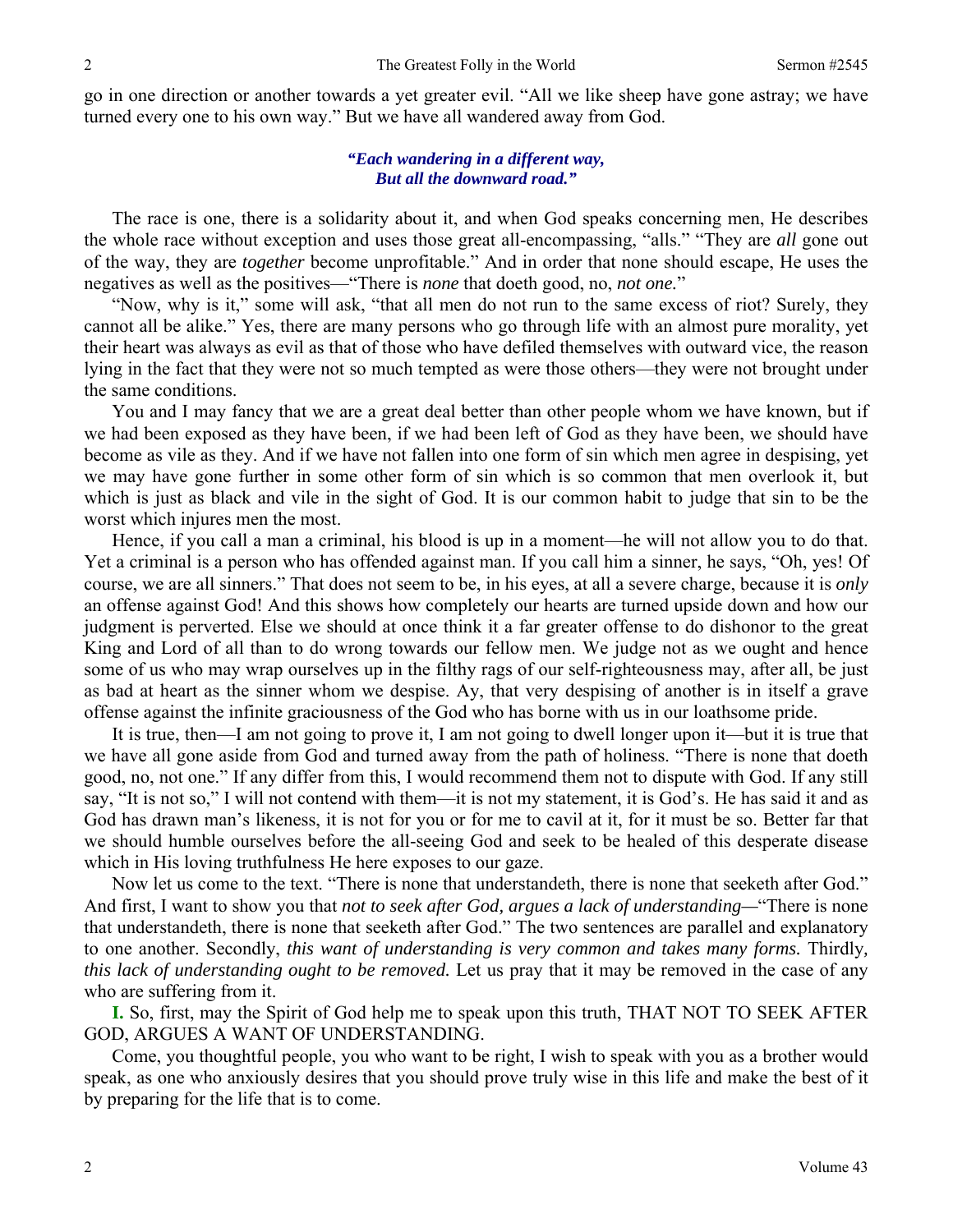go in one direction or another towards a yet greater evil. "All we like sheep have gone astray; we have turned every one to his own way." But we have all wandered away from God.

> ***"Each wandering in a different way,***
> ***But all the downward road."***

The race is one, there is a solidarity about it, and when God speaks concerning men, He describes the whole race without exception and uses those great all-encompassing, "alls." "They are *all* gone out of the way, they are *together* become unprofitable." And in order that none should escape, He uses the negatives as well as the positives—"There is *none* that doeth good, no, *not one.*"

"Now, why is it," some will ask, "that all men do not run to the same excess of riot? Surely, they cannot all be alike." Yes, there are many persons who go through life with an almost pure morality, yet their heart was always as evil as that of those who have defiled themselves with outward vice, the reason lying in the fact that they were not so much tempted as were those others—they were not brought under the same conditions.

You and I may fancy that we are a great deal better than other people whom we have known, but if we had been exposed as they have been, if we had been left of God as they have been, we should have become as vile as they. And if we have not fallen into one form of sin which men agree in despising, yet we may have gone further in some other form of sin which is so common that men overlook it, but which is just as black and vile in the sight of God. It is our common habit to judge that sin to be the worst which injures men the most.

Hence, if you call a man a criminal, his blood is up in a moment—he will not allow you to do that. Yet a criminal is a person who has offended against man. If you call him a sinner, he says, "Oh, yes! Of course, we are all sinners." That does not seem to be, in his eyes, at all a severe charge, because it is *only* an offense against God! And this shows how completely our hearts are turned upside down and how our judgment is perverted. Else we should at once think it a far greater offense to do dishonor to the great King and Lord of all than to do wrong towards our fellow men. We judge not as we ought and hence some of us who may wrap ourselves up in the filthy rags of our self-righteousness may, after all, be just as bad at heart as the sinner whom we despise. Ay, that very despising of another is in itself a grave offense against the infinite graciousness of the God who has borne with us in our loathsome pride.

It is true, then—I am not going to prove it, I am not going to dwell longer upon it—but it is true that we have all gone aside from God and turned away from the path of holiness. "There is none that doeth good, no, not one." If any differ from this, I would recommend them not to dispute with God. If any still say, "It is not so," I will not contend with them—it is not my statement, it is God's. He has said it and as God has drawn man's likeness, it is not for you or for me to cavil at it, for it must be so. Better far that we should humble ourselves before the all-seeing God and seek to be healed of this desperate disease which in His loving truthfulness He here exposes to our gaze.

Now let us come to the text. "There is none that understandeth, there is none that seeketh after God." And first, I want to show you that *not to seek after God, argues a lack of understanding—*"There is none that understandeth, there is none that seeketh after God." The two sentences are parallel and explanatory to one another. Secondly, *this want of understanding is very common and takes many forms.* Thirdly*, this lack of understanding ought to be removed.* Let us pray that it may be removed in the case of any who are suffering from it.

**I.** So, first, may the Spirit of God help me to speak upon this truth, THAT NOT TO SEEK AFTER GOD, ARGUES A WANT OF UNDERSTANDING.

Come, you thoughtful people, you who want to be right, I wish to speak with you as a brother would speak, as one who anxiously desires that you should prove truly wise in this life and make the best of it by preparing for the life that is to come.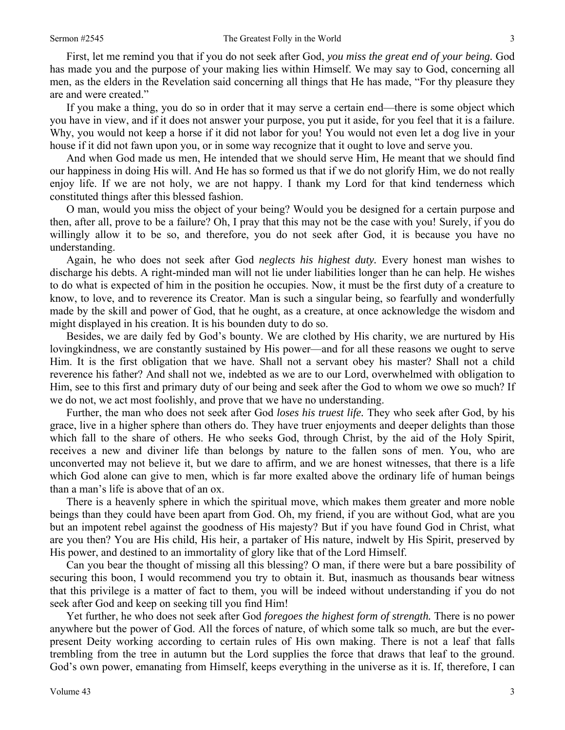First, let me remind you that if you do not seek after God, *you miss the great end of your being.* God has made you and the purpose of your making lies within Himself. We may say to God, concerning all men, as the elders in the Revelation said concerning all things that He has made, "For thy pleasure they are and were created."

If you make a thing, you do so in order that it may serve a certain end—there is some object which you have in view, and if it does not answer your purpose, you put it aside, for you feel that it is a failure. Why, you would not keep a horse if it did not labor for you! You would not even let a dog live in your house if it did not fawn upon you, or in some way recognize that it ought to love and serve you.

And when God made us men, He intended that we should serve Him, He meant that we should find our happiness in doing His will. And He has so formed us that if we do not glorify Him, we do not really enjoy life. If we are not holy, we are not happy. I thank my Lord for that kind tenderness which constituted things after this blessed fashion.

O man, would you miss the object of your being? Would you be designed for a certain purpose and then, after all, prove to be a failure? Oh, I pray that this may not be the case with you! Surely, if you do willingly allow it to be so, and therefore, you do not seek after God, it is because you have no understanding.

Again, he who does not seek after God *neglects his highest duty.* Every honest man wishes to discharge his debts. A right-minded man will not lie under liabilities longer than he can help. He wishes to do what is expected of him in the position he occupies. Now, it must be the first duty of a creature to know, to love, and to reverence its Creator. Man is such a singular being, so fearfully and wonderfully made by the skill and power of God, that he ought, as a creature, at once acknowledge the wisdom and might displayed in his creation. It is his bounden duty to do so.

Besides, we are daily fed by God's bounty. We are clothed by His charity, we are nurtured by His lovingkindness, we are constantly sustained by His power—and for all these reasons we ought to serve Him. It is the first obligation that we have. Shall not a servant obey his master? Shall not a child reverence his father? And shall not we, indebted as we are to our Lord, overwhelmed with obligation to Him, see to this first and primary duty of our being and seek after the God to whom we owe so much? If we do not, we act most foolishly, and prove that we have no understanding.

Further, the man who does not seek after God *loses his truest life.* They who seek after God, by his grace, live in a higher sphere than others do. They have truer enjoyments and deeper delights than those which fall to the share of others. He who seeks God, through Christ, by the aid of the Holy Spirit, receives a new and diviner life than belongs by nature to the fallen sons of men. You, who are unconverted may not believe it, but we dare to affirm, and we are honest witnesses, that there is a life which God alone can give to men, which is far more exalted above the ordinary life of human beings than a man's life is above that of an ox.

There is a heavenly sphere in which the spiritual move, which makes them greater and more noble beings than they could have been apart from God. Oh, my friend, if you are without God, what are you but an impotent rebel against the goodness of His majesty? But if you have found God in Christ, what are you then? You are His child, His heir, a partaker of His nature, indwelt by His Spirit, preserved by His power, and destined to an immortality of glory like that of the Lord Himself.

Can you bear the thought of missing all this blessing? O man, if there were but a bare possibility of securing this boon, I would recommend you try to obtain it. But, inasmuch as thousands bear witness that this privilege is a matter of fact to them, you will be indeed without understanding if you do not seek after God and keep on seeking till you find Him!

Yet further, he who does not seek after God *foregoes the highest form of strength.* There is no power anywhere but the power of God. All the forces of nature, of which some talk so much, are but the ever-present Deity working according to certain rules of His own making. There is not a leaf that falls trembling from the tree in autumn but the Lord supplies the force that draws that leaf to the ground. God's own power, emanating from Himself, keeps everything in the universe as it is. If, therefore, I can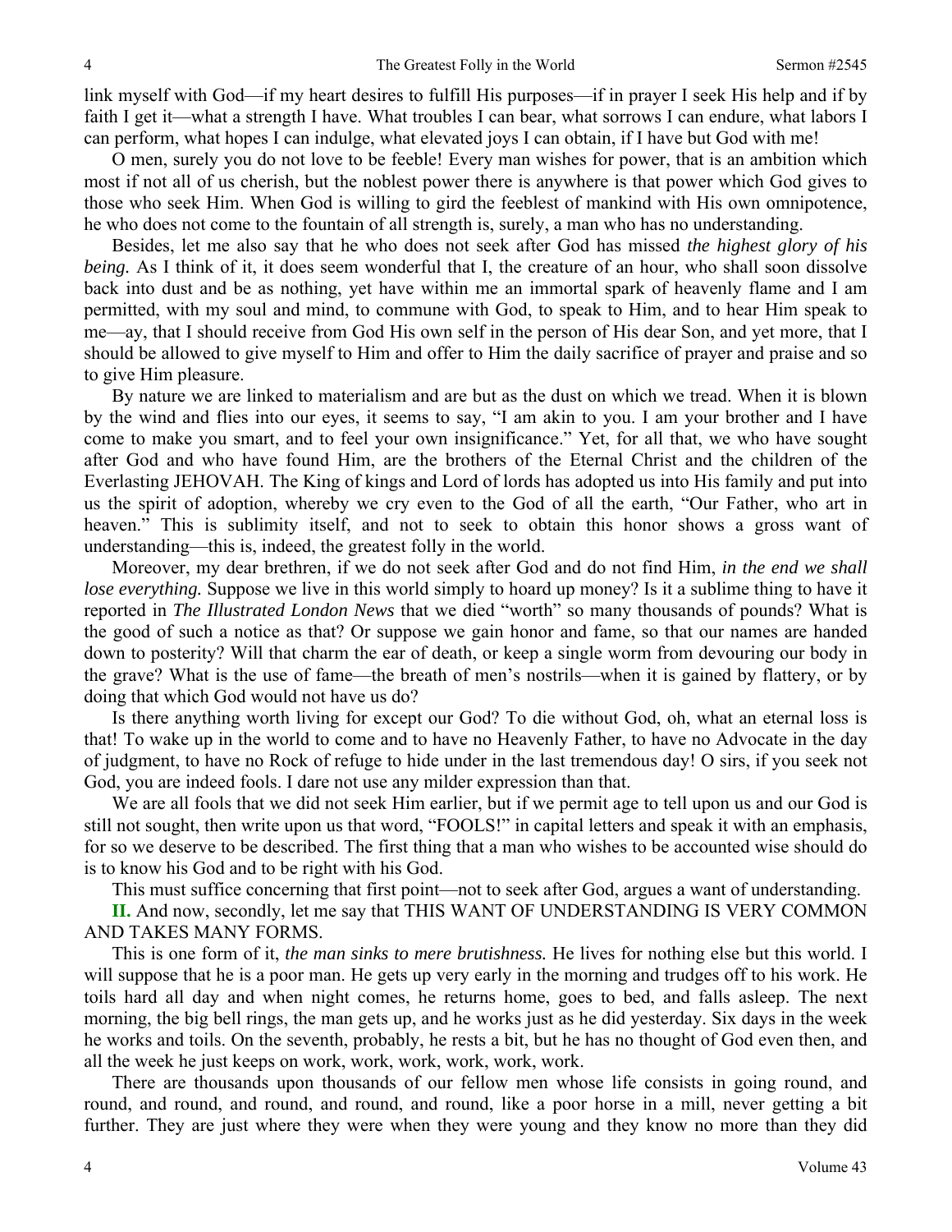link myself with God—if my heart desires to fulfill His purposes—if in prayer I seek His help and if by faith I get it—what a strength I have. What troubles I can bear, what sorrows I can endure, what labors I can perform, what hopes I can indulge, what elevated joys I can obtain, if I have but God with me!

O men, surely you do not love to be feeble! Every man wishes for power, that is an ambition which most if not all of us cherish, but the noblest power there is anywhere is that power which God gives to those who seek Him. When God is willing to gird the feeblest of mankind with His own omnipotence, he who does not come to the fountain of all strength is, surely, a man who has no understanding.

Besides, let me also say that he who does not seek after God has missed *the highest glory of his being.* As I think of it, it does seem wonderful that I, the creature of an hour, who shall soon dissolve back into dust and be as nothing, yet have within me an immortal spark of heavenly flame and I am permitted, with my soul and mind, to commune with God, to speak to Him, and to hear Him speak to me—ay, that I should receive from God His own self in the person of His dear Son, and yet more, that I should be allowed to give myself to Him and offer to Him the daily sacrifice of prayer and praise and so to give Him pleasure.

By nature we are linked to materialism and are but as the dust on which we tread. When it is blown by the wind and flies into our eyes, it seems to say, "I am akin to you. I am your brother and I have come to make you smart, and to feel your own insignificance." Yet, for all that, we who have sought after God and who have found Him, are the brothers of the Eternal Christ and the children of the Everlasting JEHOVAH. The King of kings and Lord of lords has adopted us into His family and put into us the spirit of adoption, whereby we cry even to the God of all the earth, "Our Father, who art in heaven." This is sublimity itself, and not to seek to obtain this honor shows a gross want of understanding—this is, indeed, the greatest folly in the world.

Moreover, my dear brethren, if we do not seek after God and do not find Him, *in the end we shall lose everything.* Suppose we live in this world simply to hoard up money? Is it a sublime thing to have it reported in *The Illustrated London News* that we died "worth" so many thousands of pounds? What is the good of such a notice as that? Or suppose we gain honor and fame, so that our names are handed down to posterity? Will that charm the ear of death, or keep a single worm from devouring our body in the grave? What is the use of fame—the breath of men's nostrils—when it is gained by flattery, or by doing that which God would not have us do?

Is there anything worth living for except our God? To die without God, oh, what an eternal loss is that! To wake up in the world to come and to have no Heavenly Father, to have no Advocate in the day of judgment, to have no Rock of refuge to hide under in the last tremendous day! O sirs, if you seek not God, you are indeed fools. I dare not use any milder expression than that.

We are all fools that we did not seek Him earlier, but if we permit age to tell upon us and our God is still not sought, then write upon us that word, "FOOLS!" in capital letters and speak it with an emphasis, for so we deserve to be described. The first thing that a man who wishes to be accounted wise should do is to know his God and to be right with his God.

This must suffice concerning that first point—not to seek after God, argues a want of understanding.

**II.** And now, secondly, let me say that THIS WANT OF UNDERSTANDING IS VERY COMMON AND TAKES MANY FORMS.

This is one form of it, *the man sinks to mere brutishness.* He lives for nothing else but this world. I will suppose that he is a poor man. He gets up very early in the morning and trudges off to his work. He toils hard all day and when night comes, he returns home, goes to bed, and falls asleep. The next morning, the big bell rings, the man gets up, and he works just as he did yesterday. Six days in the week he works and toils. On the seventh, probably, he rests a bit, but he has no thought of God even then, and all the week he just keeps on work, work, work, work, work, work.

There are thousands upon thousands of our fellow men whose life consists in going round, and round, and round, and round, and round, and round, like a poor horse in a mill, never getting a bit further. They are just where they were when they were young and they know no more than they did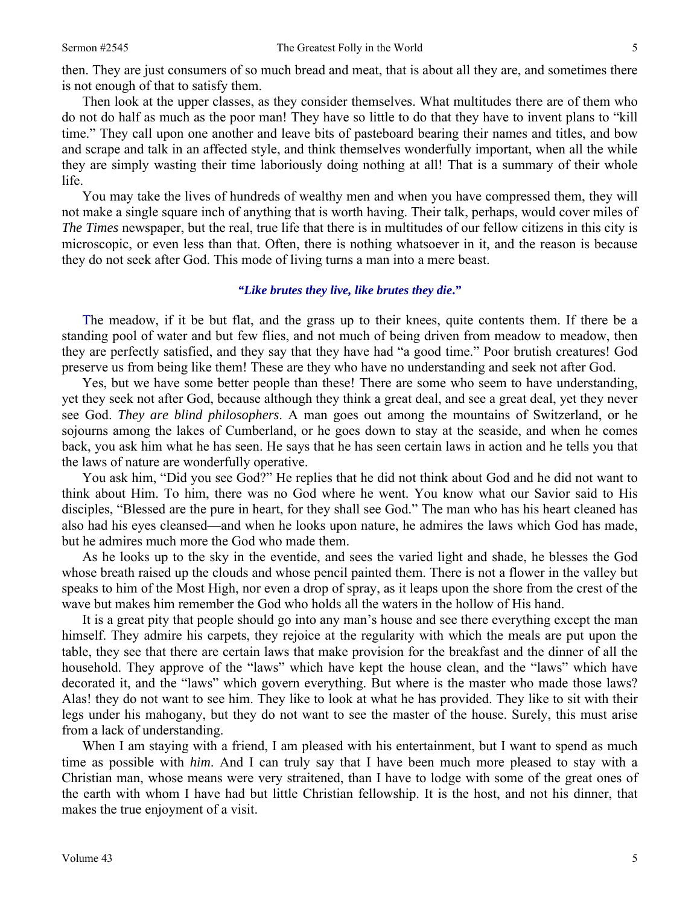then. They are just consumers of so much bread and meat, that is about all they are, and sometimes there is not enough of that to satisfy them.

Then look at the upper classes, as they consider themselves. What multitudes there are of them who do not do half as much as the poor man! They have so little to do that they have to invent plans to "kill time." They call upon one another and leave bits of pasteboard bearing their names and titles, and bow and scrape and talk in an affected style, and think themselves wonderfully important, when all the while they are simply wasting their time laboriously doing nothing at all! That is a summary of their whole life.

You may take the lives of hundreds of wealthy men and when you have compressed them, they will not make a single square inch of anything that is worth having. Their talk, perhaps, would cover miles of *The Times* newspaper, but the real, true life that there is in multitudes of our fellow citizens in this city is microscopic, or even less than that. Often, there is nothing whatsoever in it, and the reason is because they do not seek after God. This mode of living turns a man into a mere beast.

***"Like brutes they live, like brutes they die."***

The meadow, if it be but flat, and the grass up to their knees, quite contents them. If there be a standing pool of water and but few flies, and not much of being driven from meadow to meadow, then they are perfectly satisfied, and they say that they have had "a good time." Poor brutish creatures! God preserve us from being like them! These are they who have no understanding and seek not after God.

Yes, but we have some better people than these! There are some who seem to have understanding, yet they seek not after God, because although they think a great deal, and see a great deal, yet they never see God. *They are blind philosophers*. A man goes out among the mountains of Switzerland, or he sojourns among the lakes of Cumberland, or he goes down to stay at the seaside, and when he comes back, you ask him what he has seen. He says that he has seen certain laws in action and he tells you that the laws of nature are wonderfully operative.

You ask him, "Did you see God?" He replies that he did not think about God and he did not want to think about Him. To him, there was no God where he went. You know what our Savior said to His disciples, "Blessed are the pure in heart, for they shall see God." The man who has his heart cleaned has also had his eyes cleansed—and when he looks upon nature, he admires the laws which God has made, but he admires much more the God who made them.

As he looks up to the sky in the eventide, and sees the varied light and shade, he blesses the God whose breath raised up the clouds and whose pencil painted them. There is not a flower in the valley but speaks to him of the Most High, nor even a drop of spray, as it leaps upon the shore from the crest of the wave but makes him remember the God who holds all the waters in the hollow of His hand.

It is a great pity that people should go into any man's house and see there everything except the man himself. They admire his carpets, they rejoice at the regularity with which the meals are put upon the table, they see that there are certain laws that make provision for the breakfast and the dinner of all the household. They approve of the "laws" which have kept the house clean, and the "laws" which have decorated it, and the "laws" which govern everything. But where is the master who made those laws? Alas! they do not want to see him. They like to look at what he has provided. They like to sit with their legs under his mahogany, but they do not want to see the master of the house. Surely, this must arise from a lack of understanding.

When I am staying with a friend, I am pleased with his entertainment, but I want to spend as much time as possible with *him*. And I can truly say that I have been much more pleased to stay with a Christian man, whose means were very straitened, than I have to lodge with some of the great ones of the earth with whom I have had but little Christian fellowship. It is the host, and not his dinner, that makes the true enjoyment of a visit.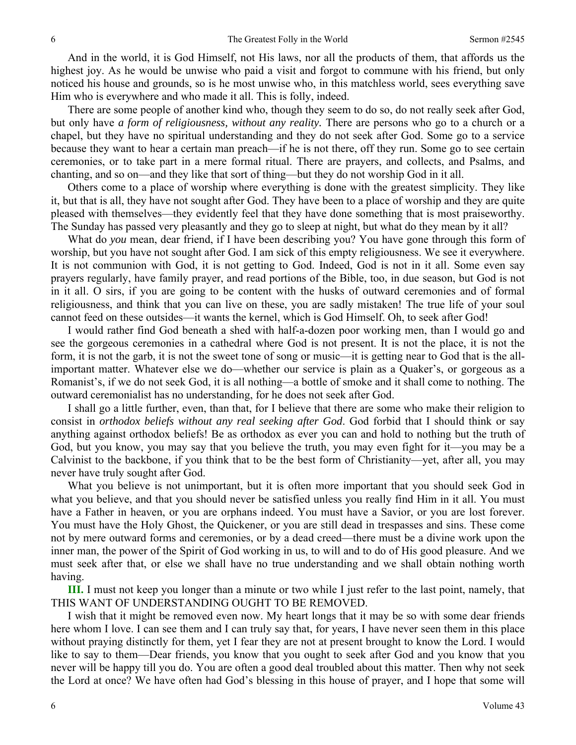And in the world, it is God Himself, not His laws, nor all the products of them, that affords us the highest joy. As he would be unwise who paid a visit and forgot to commune with his friend, but only noticed his house and grounds, so is he most unwise who, in this matchless world, sees everything save Him who is everywhere and who made it all. This is folly, indeed.

There are some people of another kind who, though they seem to do so, do not really seek after God, but only have *a form of religiousness, without any reality.* There are persons who go to a church or a chapel, but they have no spiritual understanding and they do not seek after God. Some go to a service because they want to hear a certain man preach—if he is not there, off they run. Some go to see certain ceremonies, or to take part in a mere formal ritual. There are prayers, and collects, and Psalms, and chanting, and so on—and they like that sort of thing—but they do not worship God in it all.

Others come to a place of worship where everything is done with the greatest simplicity. They like it, but that is all, they have not sought after God. They have been to a place of worship and they are quite pleased with themselves—they evidently feel that they have done something that is most praiseworthy. The Sunday has passed very pleasantly and they go to sleep at night, but what do they mean by it all?

What do *you* mean, dear friend, if I have been describing you? You have gone through this form of worship, but you have not sought after God. I am sick of this empty religiousness. We see it everywhere. It is not communion with God, it is not getting to God. Indeed, God is not in it all. Some even say prayers regularly, have family prayer, and read portions of the Bible, too, in due season, but God is not in it all. O sirs, if you are going to be content with the husks of outward ceremonies and of formal religiousness, and think that you can live on these, you are sadly mistaken! The true life of your soul cannot feed on these outsides—it wants the kernel, which is God Himself. Oh, to seek after God!

I would rather find God beneath a shed with half-a-dozen poor working men, than I would go and see the gorgeous ceremonies in a cathedral where God is not present. It is not the place, it is not the form, it is not the garb, it is not the sweet tone of song or music—it is getting near to God that is the all-important matter. Whatever else we do—whether our service is plain as a Quaker's, or gorgeous as a Romanist's, if we do not seek God, it is all nothing—a bottle of smoke and it shall come to nothing. The outward ceremonialist has no understanding, for he does not seek after God.

I shall go a little further, even, than that, for I believe that there are some who make their religion to consist in *orthodox beliefs without any real seeking after God*. God forbid that I should think or say anything against orthodox beliefs! Be as orthodox as ever you can and hold to nothing but the truth of God, but you know, you may say that you believe the truth, you may even fight for it—you may be a Calvinist to the backbone, if you think that to be the best form of Christianity—yet, after all, you may never have truly sought after God.

What you believe is not unimportant, but it is often more important that you should seek God in what you believe, and that you should never be satisfied unless you really find Him in it all. You must have a Father in heaven, or you are orphans indeed. You must have a Savior, or you are lost forever. You must have the Holy Ghost, the Quickener, or you are still dead in trespasses and sins. These come not by mere outward forms and ceremonies, or by a dead creed—there must be a divine work upon the inner man, the power of the Spirit of God working in us, to will and to do of His good pleasure. And we must seek after that, or else we shall have no true understanding and we shall obtain nothing worth having.

**III.** I must not keep you longer than a minute or two while I just refer to the last point, namely, that THIS WANT OF UNDERSTANDING OUGHT TO BE REMOVED.

I wish that it might be removed even now. My heart longs that it may be so with some dear friends here whom I love. I can see them and I can truly say that, for years, I have never seen them in this place without praying distinctly for them, yet I fear they are not at present brought to know the Lord. I would like to say to them—Dear friends, you know that you ought to seek after God and you know that you never will be happy till you do. You are often a good deal troubled about this matter. Then why not seek the Lord at once? We have often had God's blessing in this house of prayer, and I hope that some will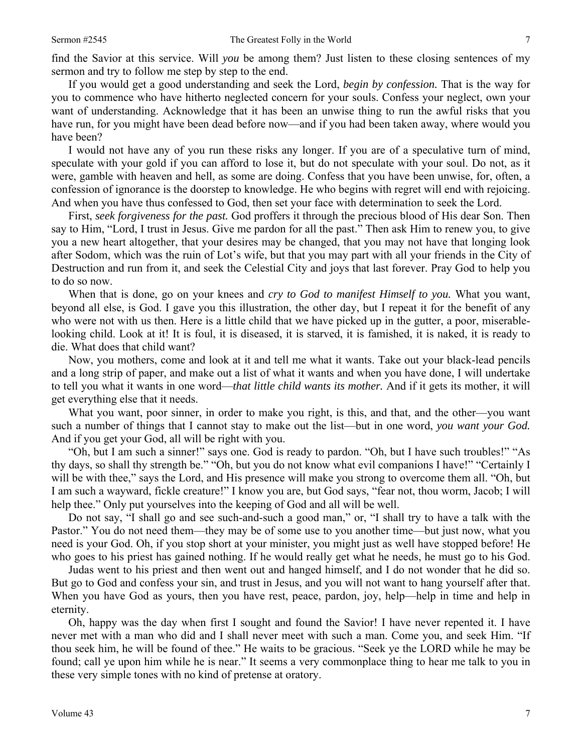find the Savior at this service. Will *you* be among them? Just listen to these closing sentences of my sermon and try to follow me step by step to the end.

If you would get a good understanding and seek the Lord, *begin by confession.* That is the way for you to commence who have hitherto neglected concern for your souls. Confess your neglect, own your want of understanding. Acknowledge that it has been an unwise thing to run the awful risks that you have run, for you might have been dead before now—and if you had been taken away, where would you have been?

I would not have any of you run these risks any longer. If you are of a speculative turn of mind, speculate with your gold if you can afford to lose it, but do not speculate with your soul. Do not, as it were, gamble with heaven and hell, as some are doing. Confess that you have been unwise, for, often, a confession of ignorance is the doorstep to knowledge. He who begins with regret will end with rejoicing. And when you have thus confessed to God, then set your face with determination to seek the Lord.

First, *seek forgiveness for the past.* God proffers it through the precious blood of His dear Son. Then say to Him, "Lord, I trust in Jesus. Give me pardon for all the past." Then ask Him to renew you, to give you a new heart altogether, that your desires may be changed, that you may not have that longing look after Sodom, which was the ruin of Lot's wife, but that you may part with all your friends in the City of Destruction and run from it, and seek the Celestial City and joys that last forever. Pray God to help you to do so now.

When that is done, go on your knees and *cry to God to manifest Himself to you.* What you want, beyond all else, is God. I gave you this illustration, the other day, but I repeat it for the benefit of any who were not with us then. Here is a little child that we have picked up in the gutter, a poor, miserable-looking child. Look at it! It is foul, it is diseased, it is starved, it is famished, it is naked, it is ready to die. What does that child want?

Now, you mothers, come and look at it and tell me what it wants. Take out your black-lead pencils and a long strip of paper, and make out a list of what it wants and when you have done, I will undertake to tell you what it wants in one word—*that little child wants its mother.* And if it gets its mother, it will get everything else that it needs.

What you want, poor sinner, in order to make you right, is this, and that, and the other—you want such a number of things that I cannot stay to make out the list—but in one word, *you want your God.* And if you get your God, all will be right with you.

"Oh, but I am such a sinner!" says one. God is ready to pardon. "Oh, but I have such troubles!" "As thy days, so shall thy strength be." "Oh, but you do not know what evil companions I have!" "Certainly I will be with thee," says the Lord, and His presence will make you strong to overcome them all. "Oh, but I am such a wayward, fickle creature!" I know you are, but God says, "fear not, thou worm, Jacob; I will help thee." Only put yourselves into the keeping of God and all will be well.

Do not say, "I shall go and see such-and-such a good man," or, "I shall try to have a talk with the Pastor." You do not need them—they may be of some use to you another time—but just now, what you need is your God. Oh, if you stop short at your minister, you might just as well have stopped before! He who goes to his priest has gained nothing. If he would really get what he needs, he must go to his God.

Judas went to his priest and then went out and hanged himself, and I do not wonder that he did so. But go to God and confess your sin, and trust in Jesus, and you will not want to hang yourself after that. When you have God as yours, then you have rest, peace, pardon, joy, help—help in time and help in eternity.

Oh, happy was the day when first I sought and found the Savior! I have never repented it. I have never met with a man who did and I shall never meet with such a man. Come you, and seek Him. "If thou seek him, he will be found of thee." He waits to be gracious. "Seek ye the LORD while he may be found; call ye upon him while he is near." It seems a very commonplace thing to hear me talk to you in these very simple tones with no kind of pretense at oratory.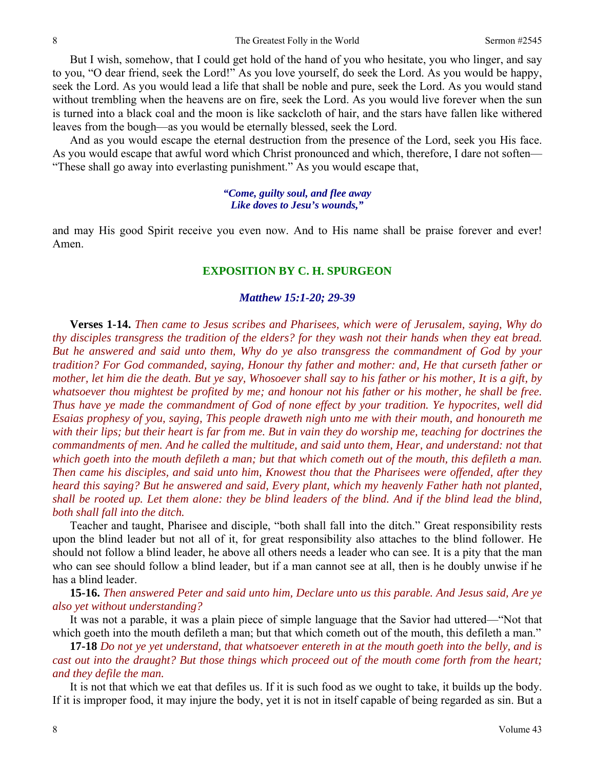But I wish, somehow, that I could get hold of the hand of you who hesitate, you who linger, and say to you, "O dear friend, seek the Lord!" As you love yourself, do seek the Lord. As you would be happy, seek the Lord. As you would lead a life that shall be noble and pure, seek the Lord. As you would stand without trembling when the heavens are on fire, seek the Lord. As you would live forever when the sun is turned into a black coal and the moon is like sackcloth of hair, and the stars have fallen like withered leaves from the bough—as you would be eternally blessed, seek the Lord.

And as you would escape the eternal destruction from the presence of the Lord, seek you His face. As you would escape that awful word which Christ pronounced and which, therefore, I dare not soften—"These shall go away into everlasting punishment." As you would escape that,

*"Come, guilty soul, and flee away*
*Like doves to Jesu's wounds,"*

and may His good Spirit receive you even now. And to His name shall be praise forever and ever! Amen.

## EXPOSITION BY C. H. SPURGEON

### *Matthew 15:1-20; 29-39*

**Verses 1-14.** *Then came to Jesus scribes and Pharisees, which were of Jerusalem, saying, Why do thy disciples transgress the tradition of the elders? for they wash not their hands when they eat bread. But he answered and said unto them, Why do ye also transgress the commandment of God by your tradition? For God commanded, saying, Honour thy father and mother: and, He that curseth father or mother, let him die the death. But ye say, Whosoever shall say to his father or his mother, It is a gift, by whatsoever thou mightest be profited by me; and honour not his father or his mother, he shall be free. Thus have ye made the commandment of God of none effect by your tradition. Ye hypocrites, well did Esaias prophesy of you, saying, This people draweth nigh unto me with their mouth, and honoureth me with their lips; but their heart is far from me. But in vain they do worship me, teaching for doctrines the commandments of men. And he called the multitude, and said unto them, Hear, and understand: not that which goeth into the mouth defileth a man; but that which cometh out of the mouth, this defileth a man. Then came his disciples, and said unto him, Knowest thou that the Pharisees were offended, after they heard this saying? But he answered and said, Every plant, which my heavenly Father hath not planted, shall be rooted up. Let them alone: they be blind leaders of the blind. And if the blind lead the blind, both shall fall into the ditch.*

Teacher and taught, Pharisee and disciple, "both shall fall into the ditch." Great responsibility rests upon the blind leader but not all of it, for great responsibility also attaches to the blind follower. He should not follow a blind leader, he above all others needs a leader who can see. It is a pity that the man who can see should follow a blind leader, but if a man cannot see at all, then is he doubly unwise if he has a blind leader.

**15-16.** *Then answered Peter and said unto him, Declare unto us this parable. And Jesus said, Are ye also yet without understanding?*

It was not a parable, it was a plain piece of simple language that the Savior had uttered—"Not that which goeth into the mouth defileth a man; but that which cometh out of the mouth, this defileth a man."

**17-18** *Do not ye yet understand, that whatsoever entereth in at the mouth goeth into the belly, and is cast out into the draught? But those things which proceed out of the mouth come forth from the heart; and they defile the man.*

It is not that which we eat that defiles us. If it is such food as we ought to take, it builds up the body. If it is improper food, it may injure the body, yet it is not in itself capable of being regarded as sin. But a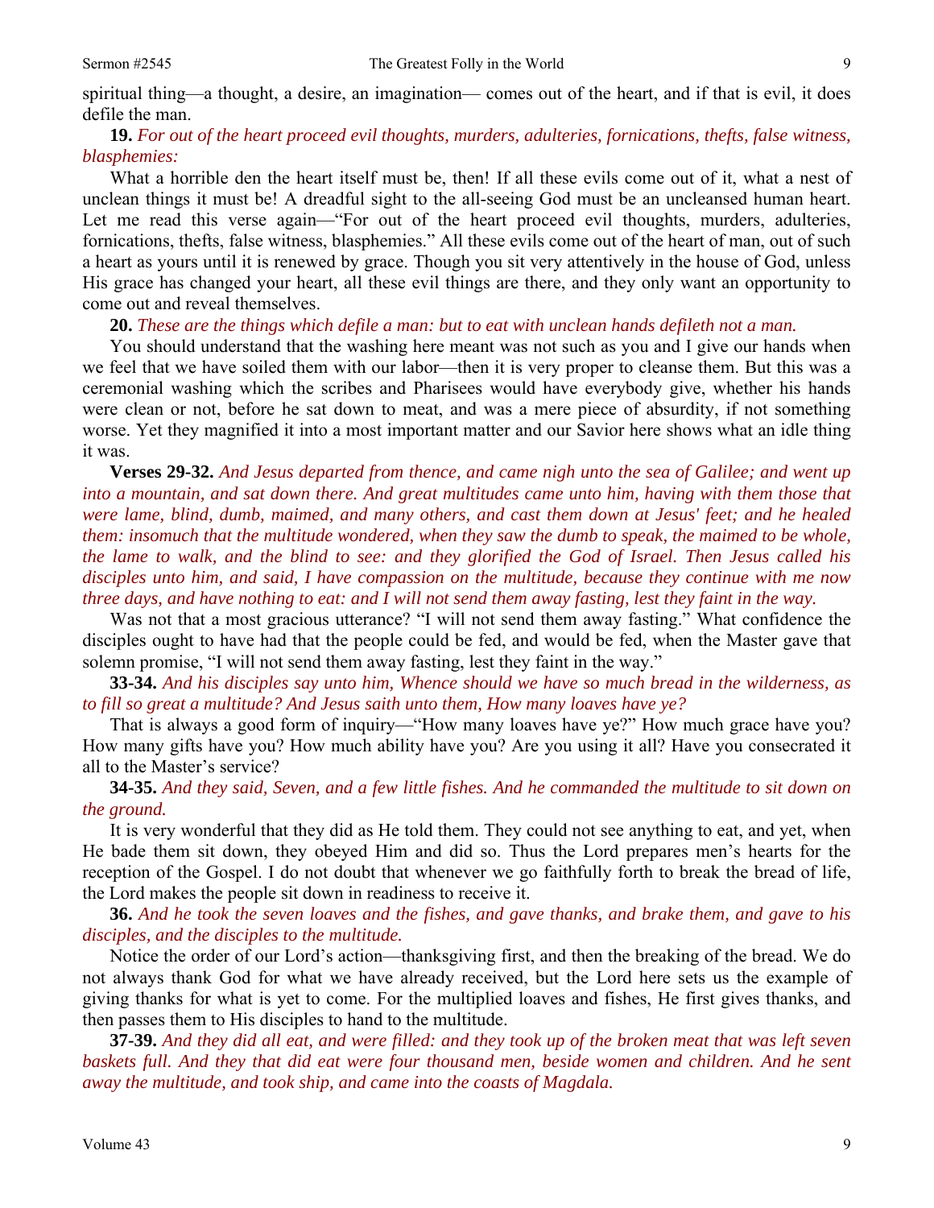spiritual thing—a thought, a desire, an imagination— comes out of the heart, and if that is evil, it does defile the man.

**19.** *For out of the heart proceed evil thoughts, murders, adulteries, fornications, thefts, false witness, blasphemies:*

What a horrible den the heart itself must be, then! If all these evils come out of it, what a nest of unclean things it must be! A dreadful sight to the all-seeing God must be an uncleansed human heart. Let me read this verse again—"For out of the heart proceed evil thoughts, murders, adulteries, fornications, thefts, false witness, blasphemies." All these evils come out of the heart of man, out of such a heart as yours until it is renewed by grace. Though you sit very attentively in the house of God, unless His grace has changed your heart, all these evil things are there, and they only want an opportunity to come out and reveal themselves.

**20.** *These are the things which defile a man: but to eat with unclean hands defileth not a man.*

You should understand that the washing here meant was not such as you and I give our hands when we feel that we have soiled them with our labor—then it is very proper to cleanse them. But this was a ceremonial washing which the scribes and Pharisees would have everybody give, whether his hands were clean or not, before he sat down to meat, and was a mere piece of absurdity, if not something worse. Yet they magnified it into a most important matter and our Savior here shows what an idle thing it was.

**Verses 29-32.** *And Jesus departed from thence, and came nigh unto the sea of Galilee; and went up into a mountain, and sat down there. And great multitudes came unto him, having with them those that were lame, blind, dumb, maimed, and many others, and cast them down at Jesus' feet; and he healed them: insomuch that the multitude wondered, when they saw the dumb to speak, the maimed to be whole, the lame to walk, and the blind to see: and they glorified the God of Israel. Then Jesus called his disciples unto him, and said, I have compassion on the multitude, because they continue with me now three days, and have nothing to eat: and I will not send them away fasting, lest they faint in the way.*

Was not that a most gracious utterance? "I will not send them away fasting." What confidence the disciples ought to have had that the people could be fed, and would be fed, when the Master gave that solemn promise, "I will not send them away fasting, lest they faint in the way."

**33-34.** *And his disciples say unto him, Whence should we have so much bread in the wilderness, as to fill so great a multitude? And Jesus saith unto them, How many loaves have ye?*

That is always a good form of inquiry—"How many loaves have ye?" How much grace have you? How many gifts have you? How much ability have you? Are you using it all? Have you consecrated it all to the Master's service?

**34-35.** *And they said, Seven, and a few little fishes. And he commanded the multitude to sit down on the ground.*

It is very wonderful that they did as He told them. They could not see anything to eat, and yet, when He bade them sit down, they obeyed Him and did so. Thus the Lord prepares men's hearts for the reception of the Gospel. I do not doubt that whenever we go faithfully forth to break the bread of life, the Lord makes the people sit down in readiness to receive it.

**36.** *And he took the seven loaves and the fishes, and gave thanks, and brake them, and gave to his disciples, and the disciples to the multitude.*

Notice the order of our Lord's action—thanksgiving first, and then the breaking of the bread. We do not always thank God for what we have already received, but the Lord here sets us the example of giving thanks for what is yet to come. For the multiplied loaves and fishes, He first gives thanks, and then passes them to His disciples to hand to the multitude.

**37-39.** *And they did all eat, and were filled: and they took up of the broken meat that was left seven baskets full. And they that did eat were four thousand men, beside women and children. And he sent away the multitude, and took ship, and came into the coasts of Magdala.*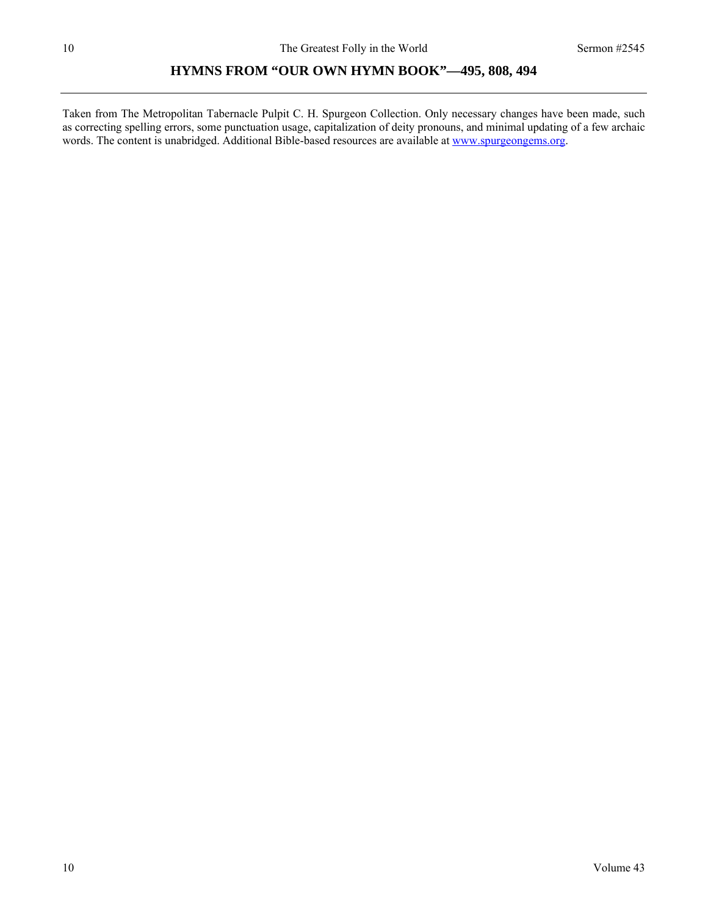## HYMNS FROM "OUR OWN HYMN BOOK"—495, 808, 494

---

Taken from The Metropolitan Tabernacle Pulpit C. H. Spurgeon Collection. Only necessary changes have been made, such as correcting spelling errors, some punctuation usage, capitalization of deity pronouns, and minimal updating of a few archaic words. The content is unabridged. Additional Bible-based resources are available at [www.spurgeongems.org](http://www.spurgeongems.org).